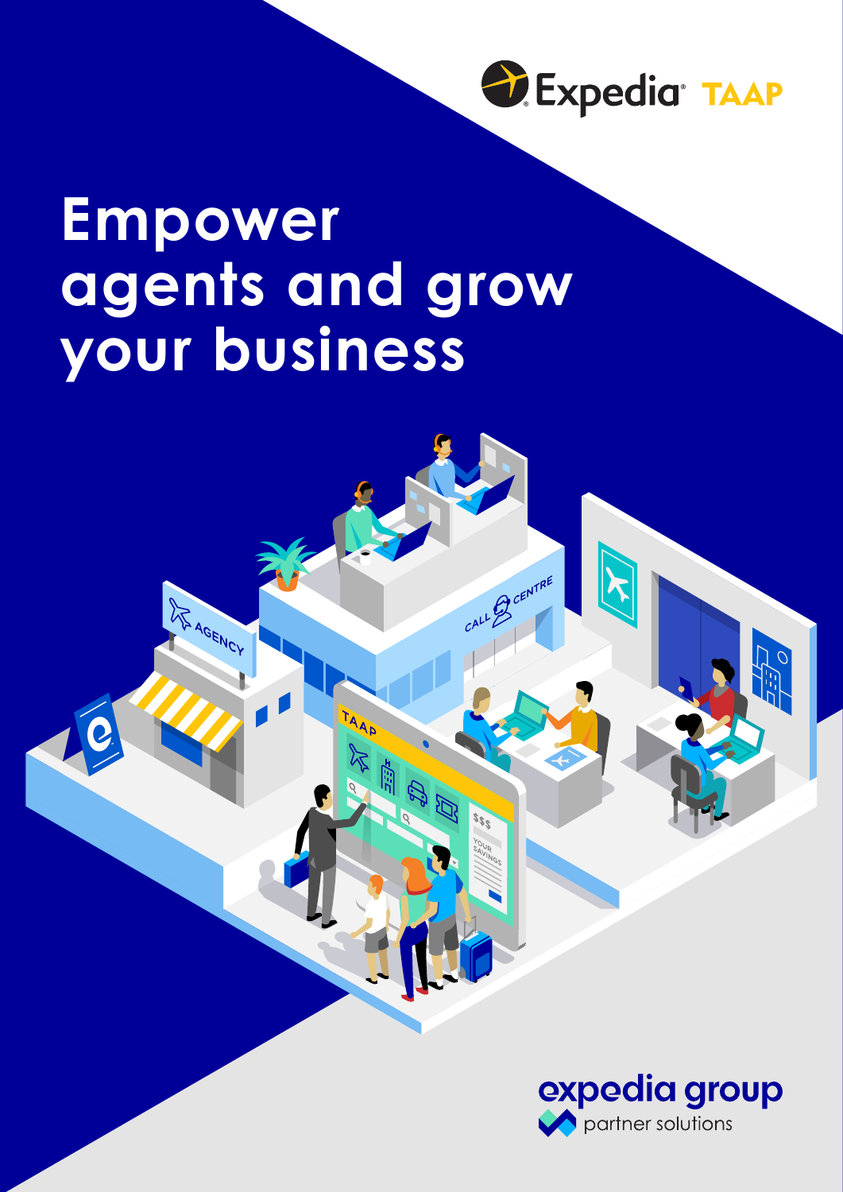Expedia TAAP

# Empower agents and grow your business

expedia group
partner solutions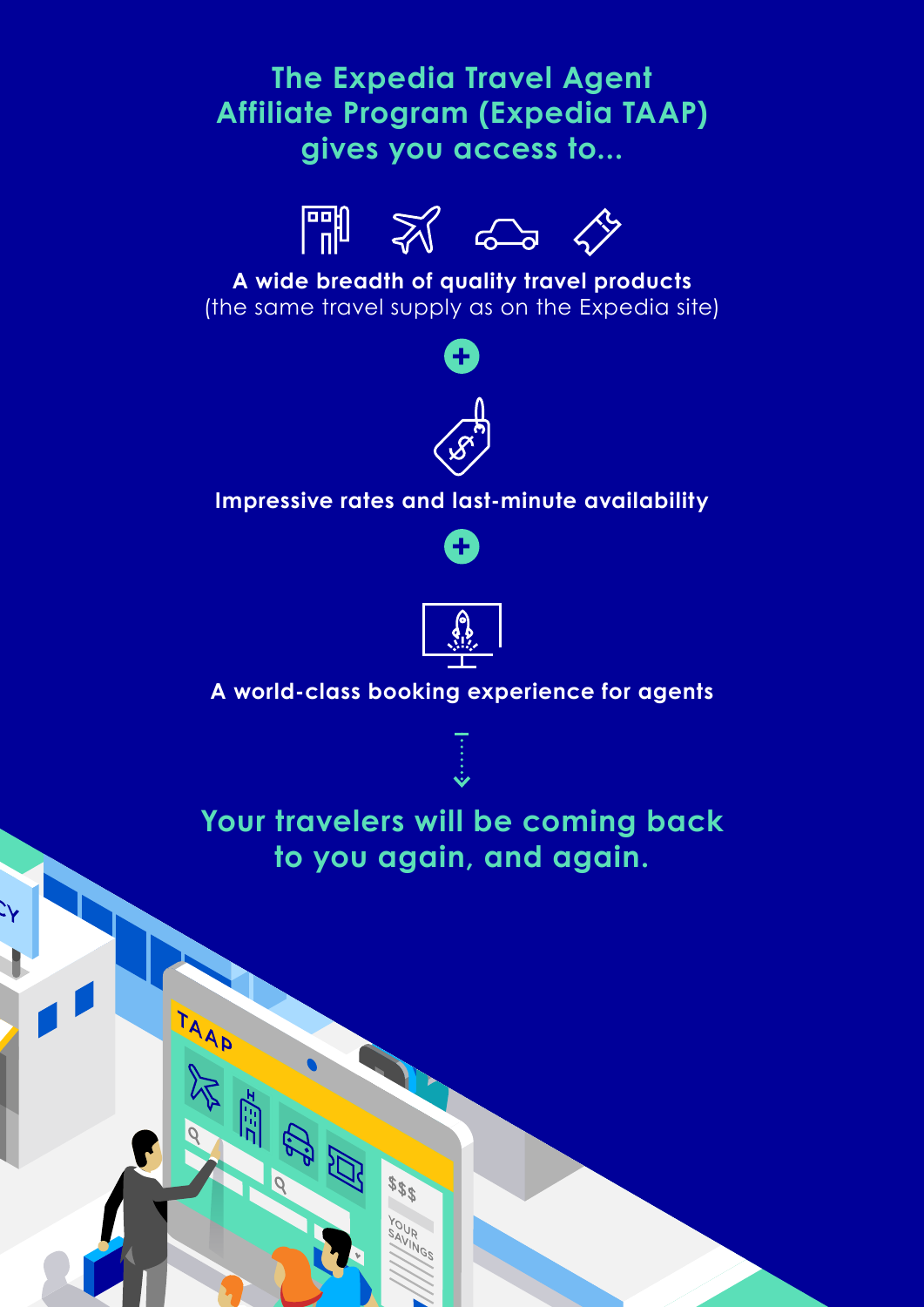## The Expedia Travel Agent Affiliate Program (Expedia TAAP) gives you access to...

**A wide breadth of quality travel products**
(the same travel supply as on the Expedia site)

+

**Impressive rates and last-minute availability**

+

**A world-class booking experience for agents**

## Your travelers will be coming back to you again, and again.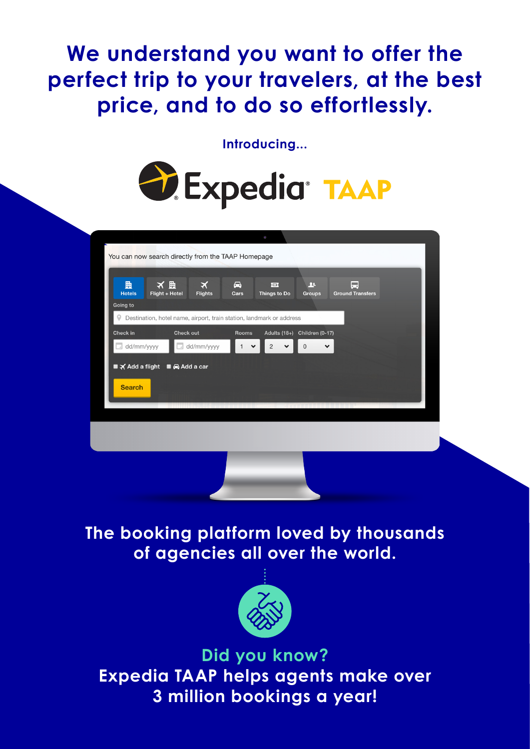# We understand you want to offer the perfect trip to your travelers, at the best price, and to do so effortlessly.

Introducing...

## Expedia® TAAP

You can now search directly from the TAAP Homepage

Hotels | Flight + Hotel | Flights | Cars | Things to Do | Groups | Ground Transfers

Going to

Destination, hotel name, airport, train station, landmark or address

Check in: dd/mm/yyyy | Check out: dd/mm/yyyy | Rooms: 1 | Adults (18+): 2 | Children (0-17): 0

Add a flight | Add a car

Search

### The booking platform loved by thousands of agencies all over the world.

**Did you know?**

**Expedia TAAP helps agents make over 3 million bookings a year!**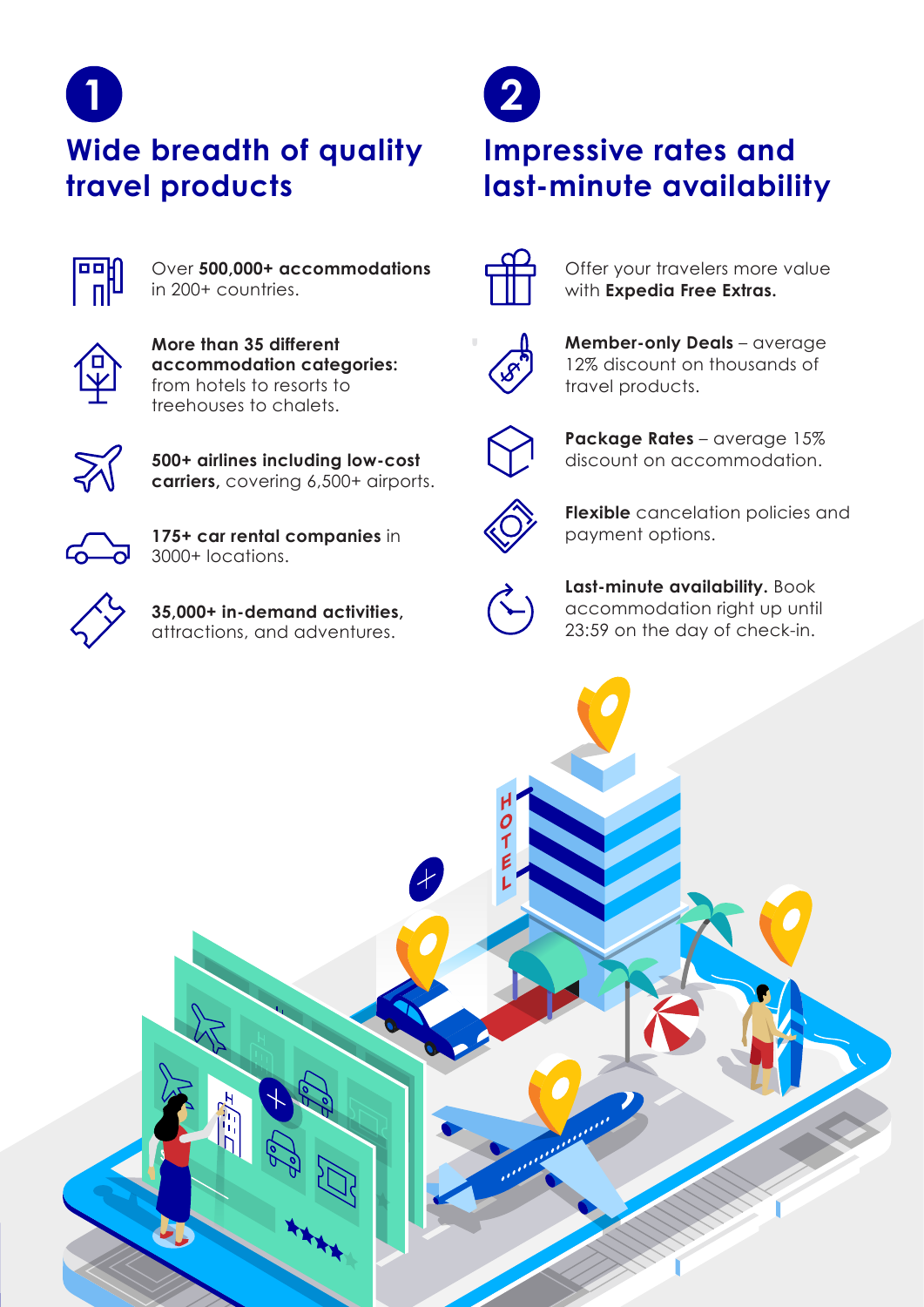## 1 Wide breadth of quality travel products

- Over **500,000+ accommodations** in 200+ countries.
- **More than 35 different accommodation categories:** from hotels to resorts to treehouses to chalets.
- **500+ airlines including low-cost carriers,** covering 6,500+ airports.
- **175+ car rental companies** in 3000+ locations.
- **35,000+ in-demand activities,** attractions, and adventures.

## 2 Impressive rates and last-minute availability

- Offer your travelers more value with **Expedia Free Extras.**
- **Member-only Deals** – average 12% discount on thousands of travel products.
- **Package Rates** – average 15% discount on accommodation.
- **Flexible** cancelation policies and payment options.
- **Last-minute availability.** Book accommodation right up until 23:59 on the day of check-in.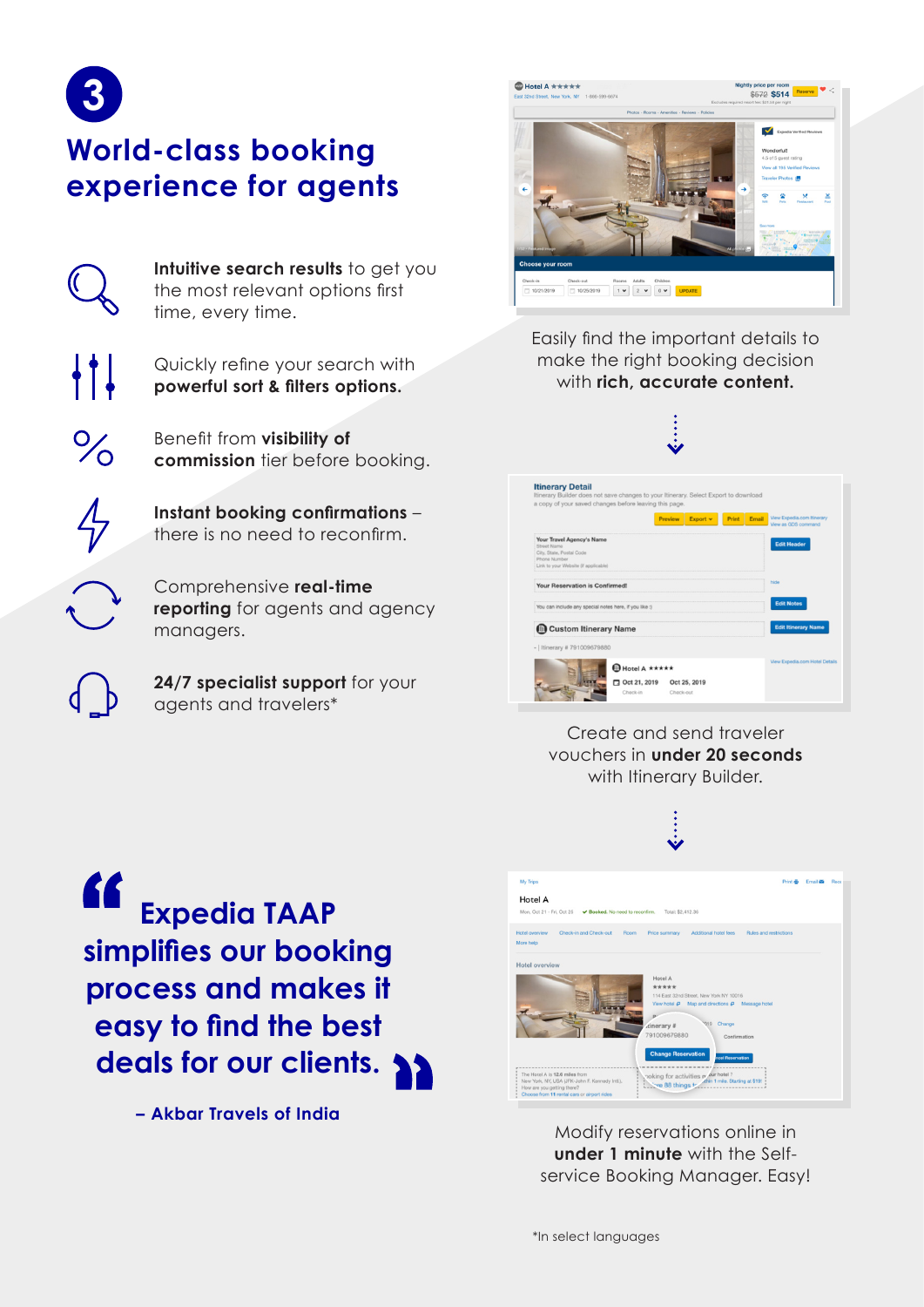# 3

## World-class booking experience for agents

**Intuitive search results** to get you the most relevant options first time, every time.

Quickly refine your search with **powerful sort & filters options.**

Benefit from **visibility of commission** tier before booking.

**Instant booking confirmations** – there is no need to reconfirm.

Comprehensive **real-time reporting** for agents and agency managers.

**24/7 specialist support** for your agents and travelers*

Easily find the important details to make the right booking decision with **rich, accurate content.**

Create and send traveler vouchers in **under 20 seconds** with Itinerary Builder.

Modify reservations online in **under 1 minute** with the Self-service Booking Manager. Easy!

> **"Expedia TAAP simplifies our booking process and makes it easy to find the best deals for our clients."**
>
> **– Akbar Travels of India**

*In select languages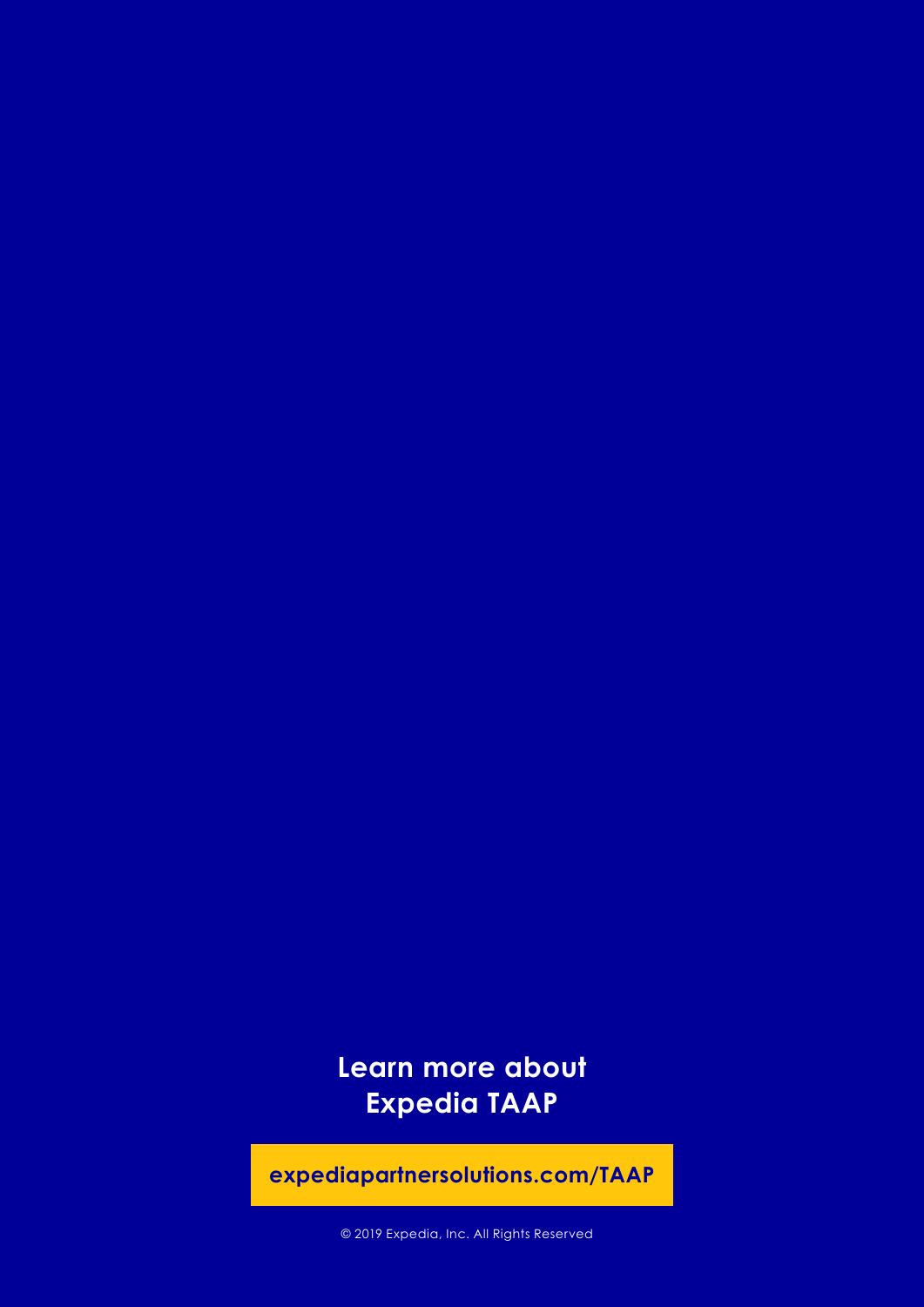**Learn more about Expedia TAAP**

expediapartnersolutions.com/TAAP

© 2019 Expedia, Inc. All Rights Reserved